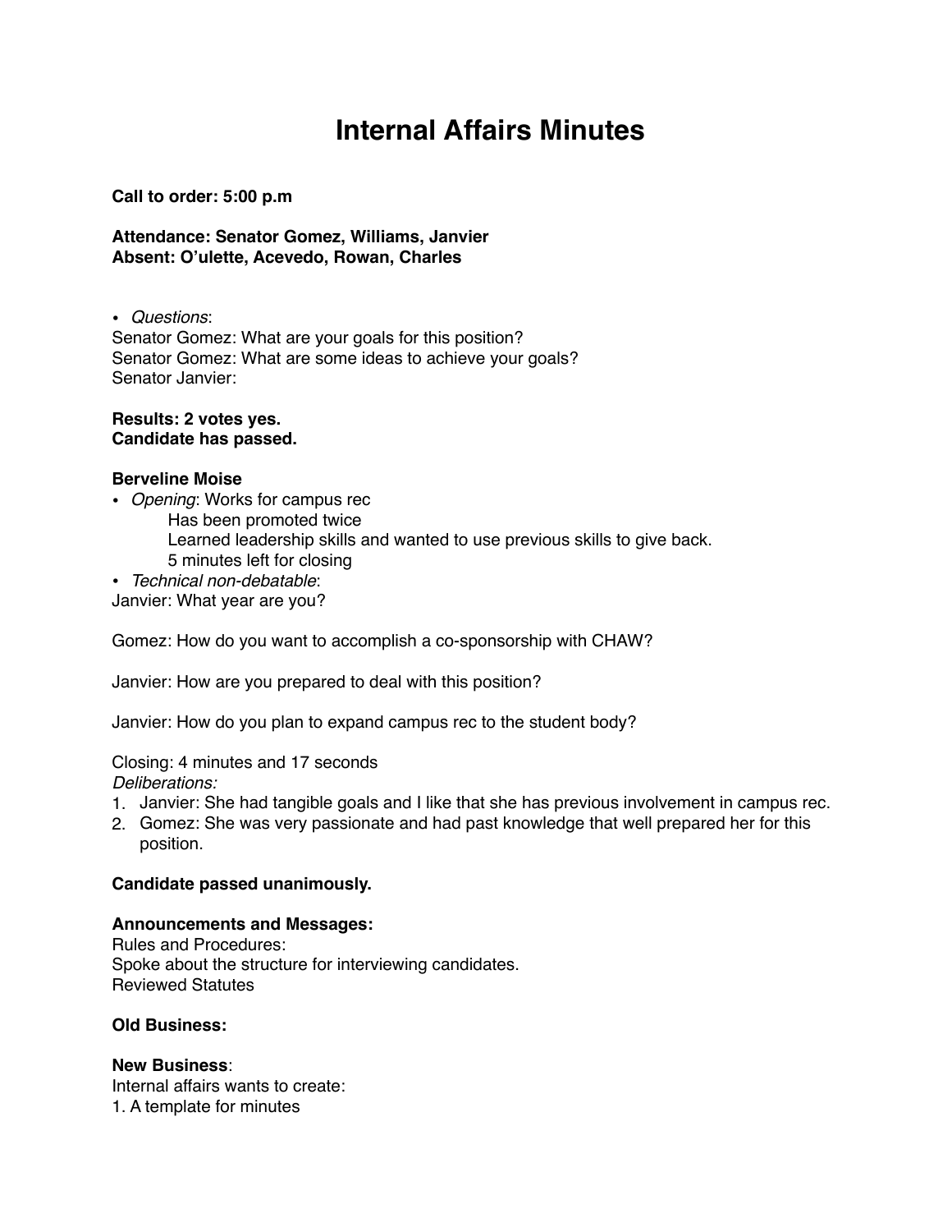# Internal Affairs Minutes

**Call to order: 5:00 p.m**

**Attendance: Senator Gomez, Williams, Janvier**
**Absent: O'ulette, Acevedo, Rowan, Charles**

- *Questions*:

Senator Gomez: What are your goals for this position?
Senator Gomez: What are some ideas to achieve your goals?
Senator Janvier:

**Results: 2 votes yes.**
**Candidate has passed.**

**Berveline Moise**

- *Opening*: Works for campus rec
  Has been promoted twice
  Learned leadership skills and wanted to use previous skills to give back.
  5 minutes left for closing
- *Technical non-debatable*:

Janvier: What year are you?

Gomez: How do you want to accomplish a co-sponsorship with CHAW?

Janvier: How are you prepared to deal with this position?

Janvier: How do you plan to expand campus rec to the student body?

Closing: 4 minutes and 17 seconds
*Deliberations:*

1. Janvier: She had tangible goals and I like that she has previous involvement in campus rec.
2. Gomez: She was very passionate and had past knowledge that well prepared her for this position.

**Candidate passed unanimously.**

**Announcements and Messages:**
Rules and Procedures:
Spoke about the structure for interviewing candidates.
Reviewed Statutes

**Old Business:**

**New Business**:
Internal affairs wants to create:
1. A template for minutes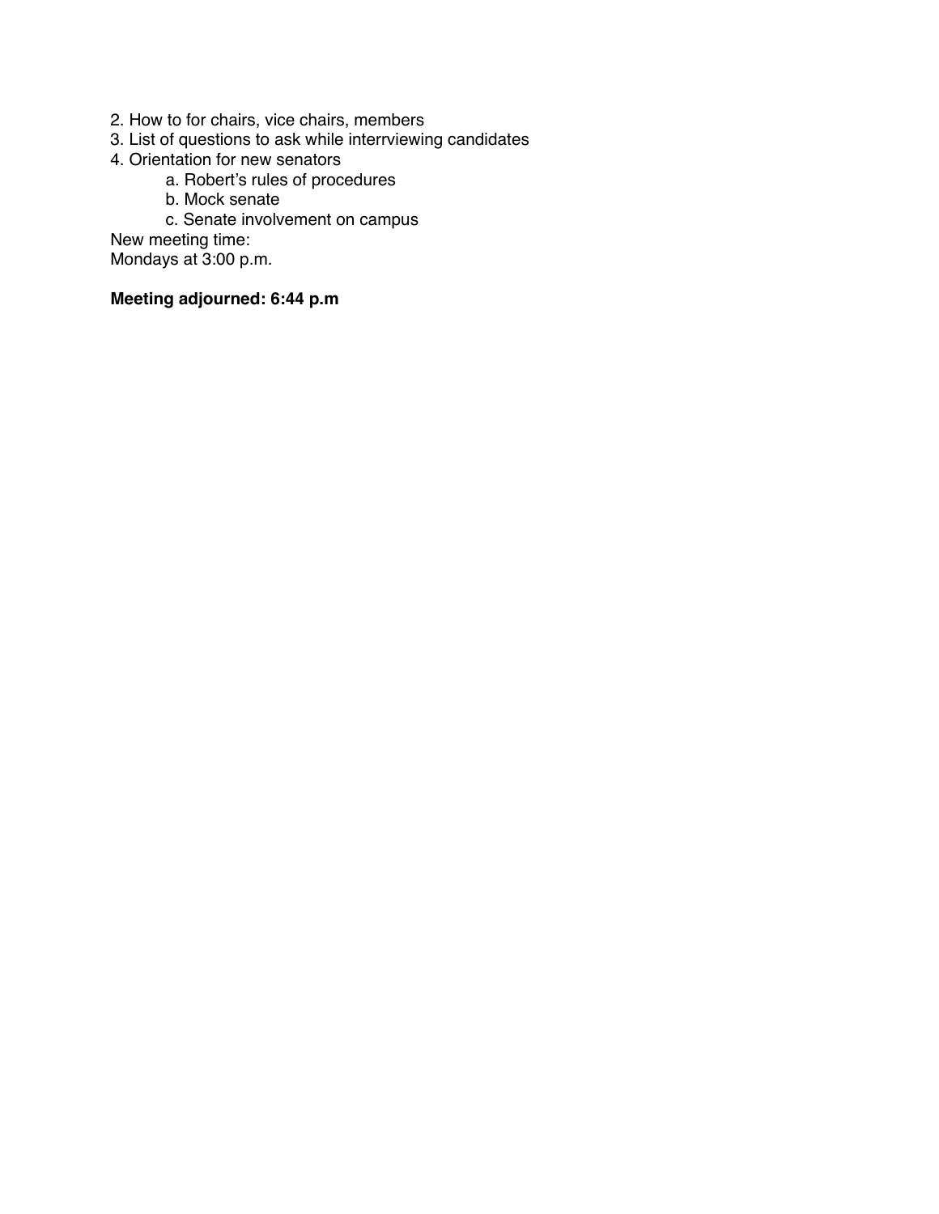2. How to for chairs, vice chairs, members
3. List of questions to ask while interrviewing candidates
4. Orientation for new senators
    a. Robert's rules of procedures
    b. Mock senate
    c. Senate involvement on campus

New meeting time:
Mondays at 3:00 p.m.

**Meeting adjourned: 6:44 p.m**